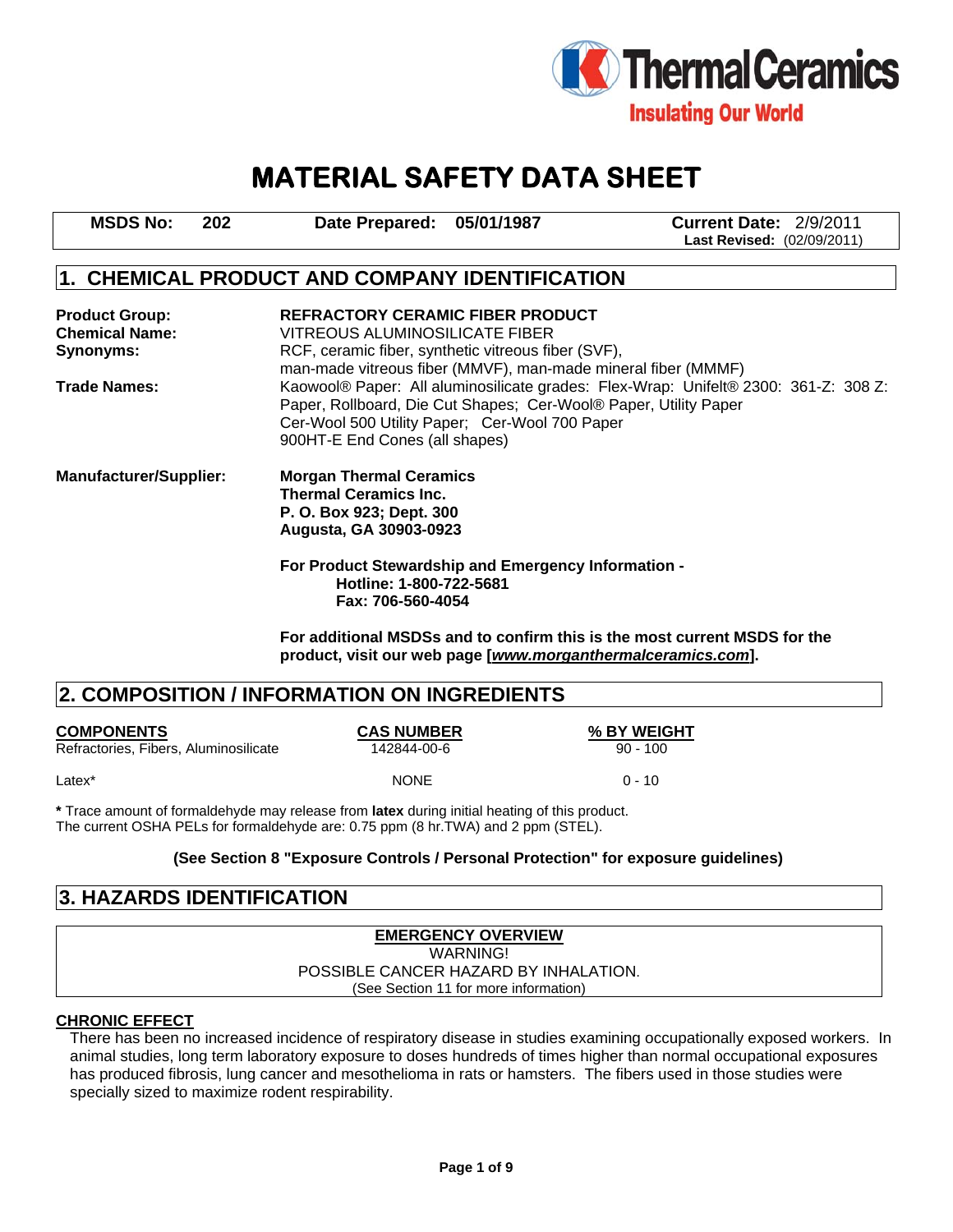Thermal Ceramics
Insulating Our World

# MATERIAL SAFETY DATA SHEET

| MSDS No: 202 | Date Prepared: 05/01/1987 | Current Date: 2/9/2011 Last Revised: (02/09/2011) |
|---|---|---|

## 1. CHEMICAL PRODUCT AND COMPANY IDENTIFICATION

**Product Group:** **REFRACTORY CERAMIC FIBER PRODUCT**

**Chemical Name:** VITREOUS ALUMINOSILICATE FIBER

**Synonyms:** RCF, ceramic fiber, synthetic vitreous fiber (SVF), man-made vitreous fiber (MMVF), man-made mineral fiber (MMMF)

**Trade Names:** Kaowool® Paper: All aluminosilicate grades: Flex-Wrap: Unifelt® 2300: 361-Z: 308 Z: Paper, Rollboard, Die Cut Shapes; Cer-Wool® Paper, Utility Paper
Cer-Wool 500 Utility Paper; Cer-Wool 700 Paper
900HT-E End Cones (all shapes)

**Manufacturer/Supplier:** **Morgan Thermal Ceramics**
**Thermal Ceramics Inc.**
**P. O. Box 923; Dept. 300**
**Augusta, GA 30903-0923**

**For Product Stewardship and Emergency Information -**
**Hotline: 1-800-722-5681**
**Fax: 706-560-4054**

**For additional MSDSs and to confirm this is the most current MSDS for the product, visit our web page [*www.morganthermalceramics.com*].**

## 2. COMPOSITION / INFORMATION ON INGREDIENTS

| COMPONENTS | CAS NUMBER | % BY WEIGHT |
|---|---|---|
| Refractories, Fibers, Aluminosilicate | 142844-00-6 | 90 - 100 |
| Latex* | NONE | 0 - 10 |

**\*** Trace amount of formaldehyde may release from **latex** during initial heating of this product.
The current OSHA PELs for formaldehyde are: 0.75 ppm (8 hr.TWA) and 2 ppm (STEL).

**(See Section 8 "Exposure Controls / Personal Protection" for exposure guidelines)**

## 3. HAZARDS IDENTIFICATION

**EMERGENCY OVERVIEW**
WARNING!
POSSIBLE CANCER HAZARD BY INHALATION.
(See Section 11 for more information)

**CHRONIC EFFECT**

There has been no increased incidence of respiratory disease in studies examining occupationally exposed workers. In animal studies, long term laboratory exposure to doses hundreds of times higher than normal occupational exposures has produced fibrosis, lung cancer and mesothelioma in rats or hamsters. The fibers used in those studies were specially sized to maximize rodent respirability.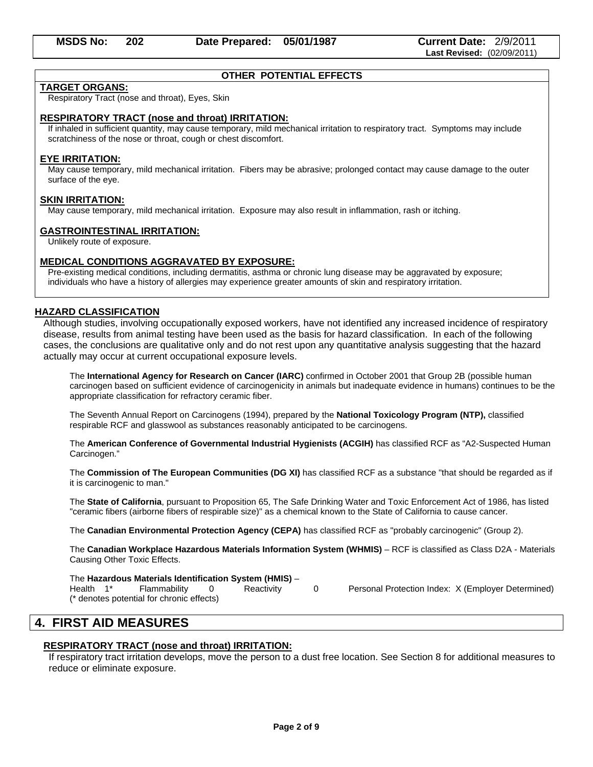### OTHER POTENTIAL EFFECTS

**TARGET ORGANS:**
Respiratory Tract (nose and throat), Eyes, Skin

**RESPIRATORY TRACT (nose and throat) IRRITATION:**
If inhaled in sufficient quantity, may cause temporary, mild mechanical irritation to respiratory tract. Symptoms may include scratchiness of the nose or throat, cough or chest discomfort.

**EYE IRRITATION:**
May cause temporary, mild mechanical irritation. Fibers may be abrasive; prolonged contact may cause damage to the outer surface of the eye.

**SKIN IRRITATION:**
May cause temporary, mild mechanical irritation. Exposure may also result in inflammation, rash or itching.

**GASTROINTESTINAL IRRITATION:**
Unlikely route of exposure.

**MEDICAL CONDITIONS AGGRAVATED BY EXPOSURE:**
Pre-existing medical conditions, including dermatitis, asthma or chronic lung disease may be aggravated by exposure; individuals who have a history of allergies may experience greater amounts of skin and respiratory irritation.

### HAZARD CLASSIFICATION

Although studies, involving occupationally exposed workers, have not identified any increased incidence of respiratory disease, results from animal testing have been used as the basis for hazard classification. In each of the following cases, the conclusions are qualitative only and do not rest upon any quantitative analysis suggesting that the hazard actually may occur at current occupational exposure levels.

The **International Agency for Research on Cancer (IARC)** confirmed in October 2001 that Group 2B (possible human carcinogen based on sufficient evidence of carcinogenicity in animals but inadequate evidence in humans) continues to be the appropriate classification for refractory ceramic fiber.

The Seventh Annual Report on Carcinogens (1994), prepared by the **National Toxicology Program (NTP),** classified respirable RCF and glasswool as substances reasonably anticipated to be carcinogens.

The **American Conference of Governmental Industrial Hygienists (ACGIH)** has classified RCF as "A2-Suspected Human Carcinogen."

The **Commission of The European Communities (DG XI)** has classified RCF as a substance "that should be regarded as if it is carcinogenic to man."

The **State of California**, pursuant to Proposition 65, The Safe Drinking Water and Toxic Enforcement Act of 1986, has listed "ceramic fibers (airborne fibers of respirable size)" as a chemical known to the State of California to cause cancer.

The **Canadian Environmental Protection Agency (CEPA)** has classified RCF as "probably carcinogenic" (Group 2).

The **Canadian Workplace Hazardous Materials Information System (WHMIS)** – RCF is classified as Class D2A - Materials Causing Other Toxic Effects.

The **Hazardous Materials Identification System (HMIS)** –
Health 1* Flammability 0 Reactivity 0 Personal Protection Index: X (Employer Determined)
(* denotes potential for chronic effects)

## 4. FIRST AID MEASURES

**RESPIRATORY TRACT (nose and throat) IRRITATION:**
If respiratory tract irritation develops, move the person to a dust free location. See Section 8 for additional measures to reduce or eliminate exposure.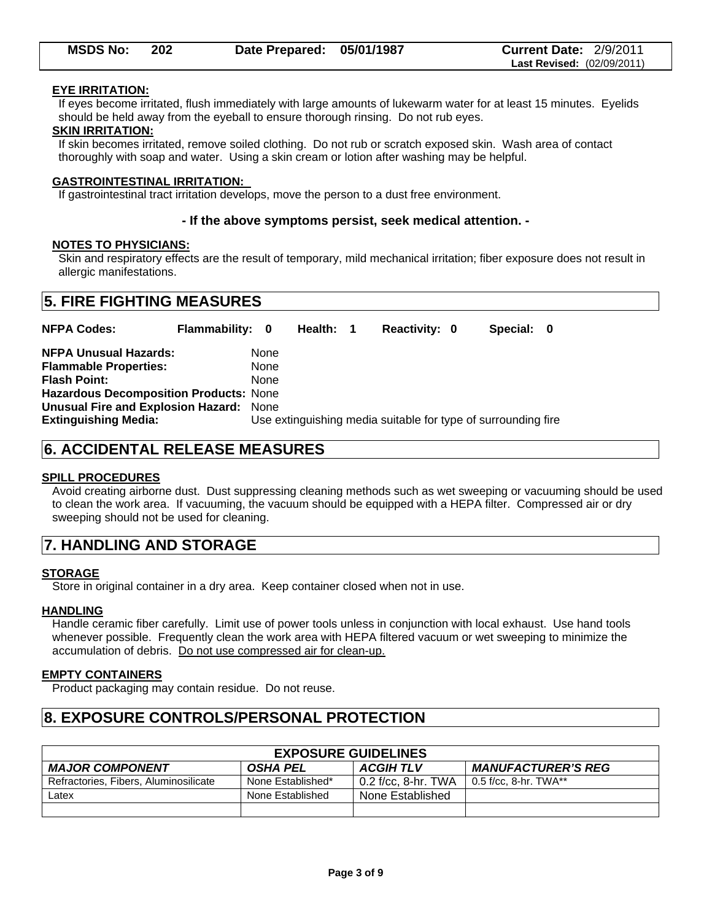**EYE IRRITATION:**

If eyes become irritated, flush immediately with large amounts of lukewarm water for at least 15 minutes. Eyelids should be held away from the eyeball to ensure thorough rinsing. Do not rub eyes.

**SKIN IRRITATION:**

If skin becomes irritated, remove soiled clothing. Do not rub or scratch exposed skin. Wash area of contact thoroughly with soap and water. Using a skin cream or lotion after washing may be helpful.

**GASTROINTESTINAL IRRITATION:**

If gastrointestinal tract irritation develops, move the person to a dust free environment.

**- If the above symptoms persist, seek medical attention. -**

**NOTES TO PHYSICIANS:**

Skin and respiratory effects are the result of temporary, mild mechanical irritation; fiber exposure does not result in allergic manifestations.

## 5. FIRE FIGHTING MEASURES

**NFPA Codes:** **Flammability: 0** **Health: 1** **Reactivity: 0** **Special: 0**

**NFPA Unusual Hazards:** None
**Flammable Properties:** None
**Flash Point:** None
**Hazardous Decomposition Products:** None
**Unusual Fire and Explosion Hazard:** None
**Extinguishing Media:** Use extinguishing media suitable for type of surrounding fire

## 6. ACCIDENTAL RELEASE MEASURES

**SPILL PROCEDURES**

Avoid creating airborne dust. Dust suppressing cleaning methods such as wet sweeping or vacuuming should be used to clean the work area. If vacuuming, the vacuum should be equipped with a HEPA filter. Compressed air or dry sweeping should not be used for cleaning.

## 7. HANDLING AND STORAGE

**STORAGE**

Store in original container in a dry area. Keep container closed when not in use.

**HANDLING**

Handle ceramic fiber carefully. Limit use of power tools unless in conjunction with local exhaust. Use hand tools whenever possible. Frequently clean the work area with HEPA filtered vacuum or wet sweeping to minimize the accumulation of debris. Do not use compressed air for clean-up.

**EMPTY CONTAINERS**

Product packaging may contain residue. Do not reuse.

## 8. EXPOSURE CONTROLS/PERSONAL PROTECTION

| EXPOSURE GUIDELINES | | | |
|---|---|---|---|
| ***MAJOR COMPONENT*** | ***OSHA PEL*** | ***ACGIH TLV*** | ***MANUFACTURER'S REG*** |
| Refractories, Fibers, Aluminosilicate | None Established* | 0.2 f/cc, 8-hr. TWA | 0.5 f/cc, 8-hr. TWA** |
| Latex | None Established | None Established | |
| | | | |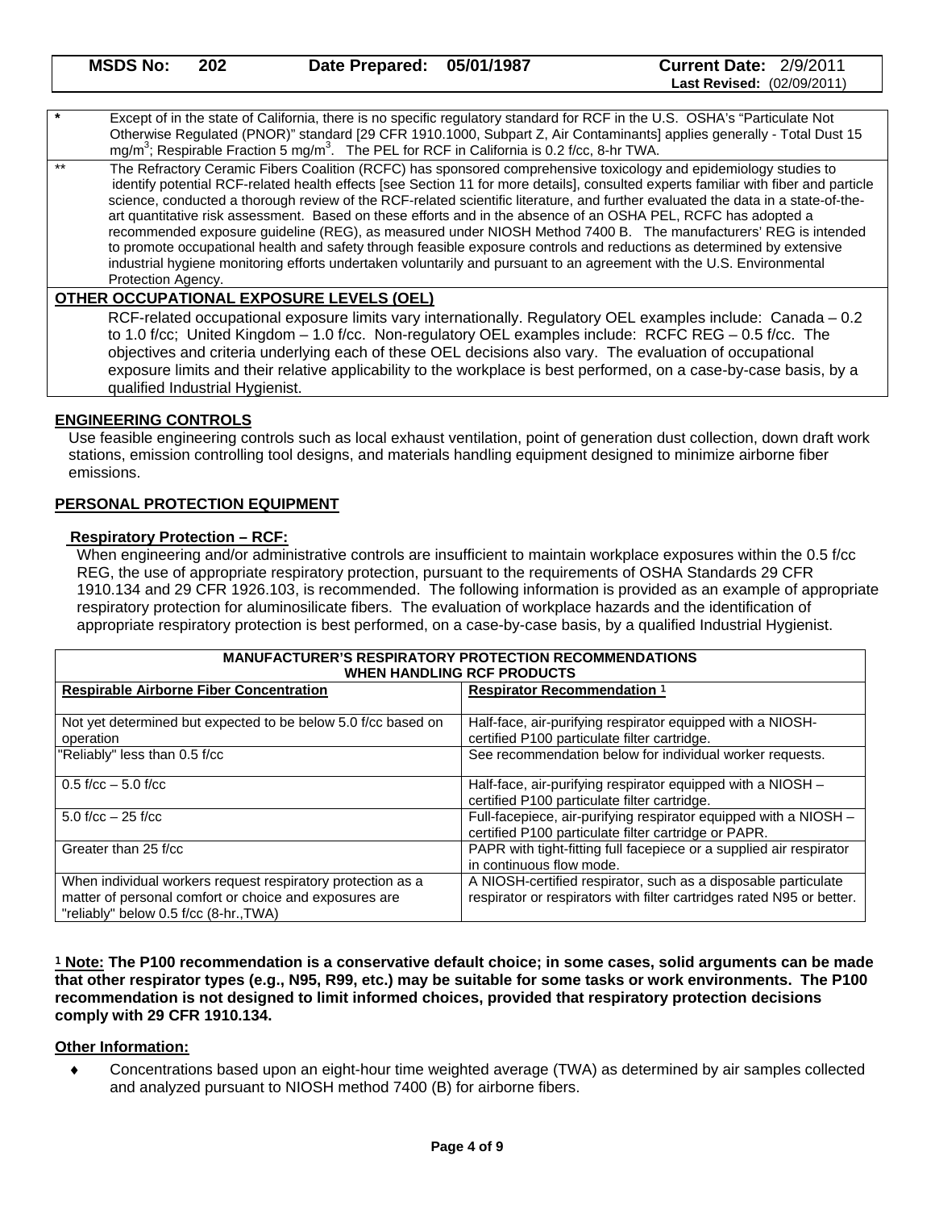| * | Except of in the state of California, there is no specific regulatory standard for RCF in the U.S. OSHA's "Particulate Not Otherwise Regulated (PNOR)" standard [29 CFR 1910.1000, Subpart Z, Air Contaminants] applies generally - Total Dust 15 $mg/m^3$; Respirable Fraction 5 $mg/m^3$. The PEL for RCF in California is 0.2 f/cc, 8-hr TWA. |
|---|---|
| ** | The Refractory Ceramic Fibers Coalition (RCFC) has sponsored comprehensive toxicology and epidemiology studies to identify potential RCF-related health effects [see Section 11 for more details], consulted experts familiar with fiber and particle science, conducted a thorough review of the RCF-related scientific literature, and further evaluated the data in a state-of-the-art quantitative risk assessment. Based on these efforts and in the absence of an OSHA PEL, RCFC has adopted a recommended exposure guideline (REG), as measured under NIOSH Method 7400 B. The manufacturers' REG is intended to promote occupational health and safety through feasible exposure controls and reductions as determined by extensive industrial hygiene monitoring efforts undertaken voluntarily and pursuant to an agreement with the U.S. Environmental Protection Agency. |

**OTHER OCCUPATIONAL EXPOSURE LEVELS (OEL)**

RCF-related occupational exposure limits vary internationally. Regulatory OEL examples include: Canada – 0.2 to 1.0 f/cc; United Kingdom – 1.0 f/cc. Non-regulatory OEL examples include: RCFC REG – 0.5 f/cc. The objectives and criteria underlying each of these OEL decisions also vary. The evaluation of occupational exposure limits and their relative applicability to the workplace is best performed, on a case-by-case basis, by a qualified Industrial Hygienist.

## ENGINEERING CONTROLS

Use feasible engineering controls such as local exhaust ventilation, point of generation dust collection, down draft work stations, emission controlling tool designs, and materials handling equipment designed to minimize airborne fiber emissions.

## PERSONAL PROTECTION EQUIPMENT

### Respiratory Protection – RCF:

When engineering and/or administrative controls are insufficient to maintain workplace exposures within the 0.5 f/cc REG, the use of appropriate respiratory protection, pursuant to the requirements of OSHA Standards 29 CFR 1910.134 and 29 CFR 1926.103, is recommended. The following information is provided as an example of appropriate respiratory protection for aluminosilicate fibers. The evaluation of workplace hazards and the identification of appropriate respiratory protection is best performed, on a case-by-case basis, by a qualified Industrial Hygienist.

| MANUFACTURER'S RESPIRATORY PROTECTION RECOMMENDATIONS WHEN HANDLING RCF PRODUCTS | |
|---|---|
| **Respirable Airborne Fiber Concentration** | **Respirator Recommendation [1]** |
| Not yet determined but expected to be below 5.0 f/cc based on operation | Half-face, air-purifying respirator equipped with a NIOSH-certified P100 particulate filter cartridge. |
| "Reliably" less than 0.5 f/cc | See recommendation below for individual worker requests. |
| 0.5 f/cc – 5.0 f/cc | Half-face, air-purifying respirator equipped with a NIOSH – certified P100 particulate filter cartridge. |
| 5.0 f/cc – 25 f/cc | Full-facepiece, air-purifying respirator equipped with a NIOSH – certified P100 particulate filter cartridge or PAPR. |
| Greater than 25 f/cc | PAPR with tight-fitting full facepiece or a supplied air respirator in continuous flow mode. |
| When individual workers request respiratory protection as a matter of personal comfort or choice and exposures are "reliably" below 0.5 f/cc (8-hr.,TWA) | A NIOSH-certified respirator, such as a disposable particulate respirator or respirators with filter cartridges rated N95 or better. |

**[1] Note: The P100 recommendation is a conservative default choice; in some cases, solid arguments can be made that other respirator types (e.g., N95, R99, etc.) may be suitable for some tasks or work environments. The P100 recommendation is not designed to limit informed choices, provided that respiratory protection decisions comply with 29 CFR 1910.134.**

### Other Information:

- Concentrations based upon an eight-hour time weighted average (TWA) as determined by air samples collected and analyzed pursuant to NIOSH method 7400 (B) for airborne fibers.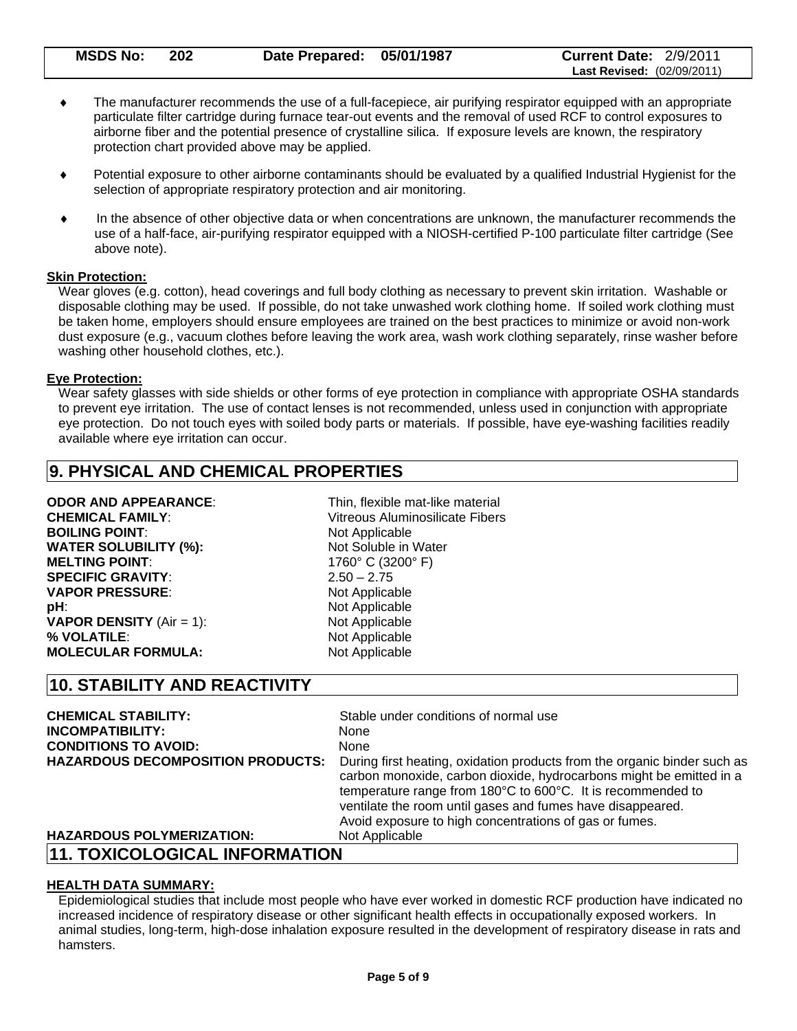- The manufacturer recommends the use of a full-facepiece, air purifying respirator equipped with an appropriate particulate filter cartridge during furnace tear-out events and the removal of used RCF to control exposures to airborne fiber and the potential presence of crystalline silica. If exposure levels are known, the respiratory protection chart provided above may be applied.

- Potential exposure to other airborne contaminants should be evaluated by a qualified Industrial Hygienist for the selection of appropriate respiratory protection and air monitoring.

- In the absence of other objective data or when concentrations are unknown, the manufacturer recommends the use of a half-face, air-purifying respirator equipped with a NIOSH-certified P-100 particulate filter cartridge (See above note).

**Skin Protection:**

Wear gloves (e.g. cotton), head coverings and full body clothing as necessary to prevent skin irritation. Washable or disposable clothing may be used. If possible, do not take unwashed work clothing home. If soiled work clothing must be taken home, employers should ensure employees are trained on the best practices to minimize or avoid non-work dust exposure (e.g., vacuum clothes before leaving the work area, wash work clothing separately, rinse washer before washing other household clothes, etc.).

**Eye Protection:**

Wear safety glasses with side shields or other forms of eye protection in compliance with appropriate OSHA standards to prevent eye irritation. The use of contact lenses is not recommended, unless used in conjunction with appropriate eye protection. Do not touch eyes with soiled body parts or materials. If possible, have eye-washing facilities readily available where eye irritation can occur.

## 9. PHYSICAL AND CHEMICAL PROPERTIES

| | |
|---|---|
| **ODOR AND APPEARANCE**: | Thin, flexible mat-like material |
| **CHEMICAL FAMILY**: | Vitreous Aluminosilicate Fibers |
| **BOILING POINT**: | Not Applicable |
| **WATER SOLUBILITY (%):** | Not Soluble in Water |
| **MELTING POINT**: | 1760° C (3200° F) |
| **SPECIFIC GRAVITY**: | 2.50 – 2.75 |
| **VAPOR PRESSURE**: | Not Applicable |
| **pH**: | Not Applicable |
| **VAPOR DENSITY** (Air = 1): | Not Applicable |
| **% VOLATILE**: | Not Applicable |
| **MOLECULAR FORMULA:** | Not Applicable |

## 10. STABILITY AND REACTIVITY

| | |
|---|---|
| **CHEMICAL STABILITY:** | Stable under conditions of normal use |
| **INCOMPATIBILITY:** | None |
| **CONDITIONS TO AVOID:** | None |
| **HAZARDOUS DECOMPOSITION PRODUCTS:** | During first heating, oxidation products from the organic binder such as carbon monoxide, carbon dioxide, hydrocarbons might be emitted in a temperature range from 180°C to 600°C. It is recommended to ventilate the room until gases and fumes have disappeared. Avoid exposure to high concentrations of gas or fumes. |
| **HAZARDOUS POLYMERIZATION:** | Not Applicable |

## 11. TOXICOLOGICAL INFORMATION

**HEALTH DATA SUMMARY:**

Epidemiological studies that include most people who have ever worked in domestic RCF production have indicated no increased incidence of respiratory disease or other significant health effects in occupationally exposed workers. In animal studies, long-term, high-dose inhalation exposure resulted in the development of respiratory disease in rats and hamsters.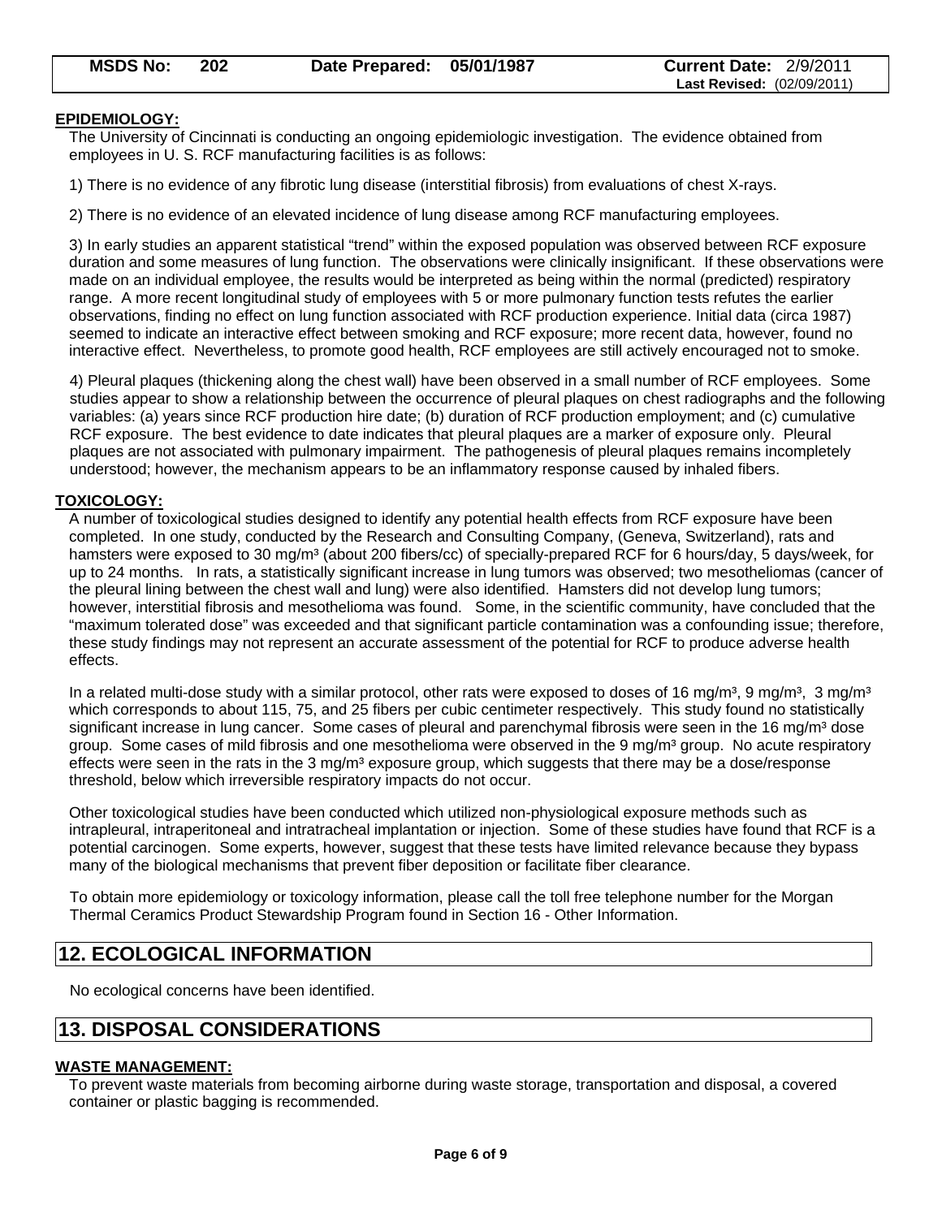**EPIDEMIOLOGY:**

The University of Cincinnati is conducting an ongoing epidemiologic investigation. The evidence obtained from employees in U. S. RCF manufacturing facilities is as follows:

1) There is no evidence of any fibrotic lung disease (interstitial fibrosis) from evaluations of chest X-rays.

2) There is no evidence of an elevated incidence of lung disease among RCF manufacturing employees.

3) In early studies an apparent statistical "trend" within the exposed population was observed between RCF exposure duration and some measures of lung function. The observations were clinically insignificant. If these observations were made on an individual employee, the results would be interpreted as being within the normal (predicted) respiratory range. A more recent longitudinal study of employees with 5 or more pulmonary function tests refutes the earlier observations, finding no effect on lung function associated with RCF production experience. Initial data (circa 1987) seemed to indicate an interactive effect between smoking and RCF exposure; more recent data, however, found no interactive effect. Nevertheless, to promote good health, RCF employees are still actively encouraged not to smoke.

4) Pleural plaques (thickening along the chest wall) have been observed in a small number of RCF employees. Some studies appear to show a relationship between the occurrence of pleural plaques on chest radiographs and the following variables: (a) years since RCF production hire date; (b) duration of RCF production employment; and (c) cumulative RCF exposure. The best evidence to date indicates that pleural plaques are a marker of exposure only. Pleural plaques are not associated with pulmonary impairment. The pathogenesis of pleural plaques remains incompletely understood; however, the mechanism appears to be an inflammatory response caused by inhaled fibers.

**TOXICOLOGY:**

A number of toxicological studies designed to identify any potential health effects from RCF exposure have been completed. In one study, conducted by the Research and Consulting Company, (Geneva, Switzerland), rats and hamsters were exposed to 30 mg/m³ (about 200 fibers/cc) of specially-prepared RCF for 6 hours/day, 5 days/week, for up to 24 months. In rats, a statistically significant increase in lung tumors was observed; two mesotheliomas (cancer of the pleural lining between the chest wall and lung) were also identified. Hamsters did not develop lung tumors; however, interstitial fibrosis and mesothelioma was found. Some, in the scientific community, have concluded that the "maximum tolerated dose" was exceeded and that significant particle contamination was a confounding issue; therefore, these study findings may not represent an accurate assessment of the potential for RCF to produce adverse health effects.

In a related multi-dose study with a similar protocol, other rats were exposed to doses of 16 mg/m³, 9 mg/m³, 3 mg/m³ which corresponds to about 115, 75, and 25 fibers per cubic centimeter respectively. This study found no statistically significant increase in lung cancer. Some cases of pleural and parenchymal fibrosis were seen in the 16 mg/m³ dose group. Some cases of mild fibrosis and one mesothelioma were observed in the 9 mg/m³ group. No acute respiratory effects were seen in the rats in the 3 mg/m³ exposure group, which suggests that there may be a dose/response threshold, below which irreversible respiratory impacts do not occur.

Other toxicological studies have been conducted which utilized non-physiological exposure methods such as intrapleural, intraperitoneal and intratracheal implantation or injection. Some of these studies have found that RCF is a potential carcinogen. Some experts, however, suggest that these tests have limited relevance because they bypass many of the biological mechanisms that prevent fiber deposition or facilitate fiber clearance.

To obtain more epidemiology or toxicology information, please call the toll free telephone number for the Morgan Thermal Ceramics Product Stewardship Program found in Section 16 - Other Information.

## 12. ECOLOGICAL INFORMATION

No ecological concerns have been identified.

## 13. DISPOSAL CONSIDERATIONS

**WASTE MANAGEMENT:**

To prevent waste materials from becoming airborne during waste storage, transportation and disposal, a covered container or plastic bagging is recommended.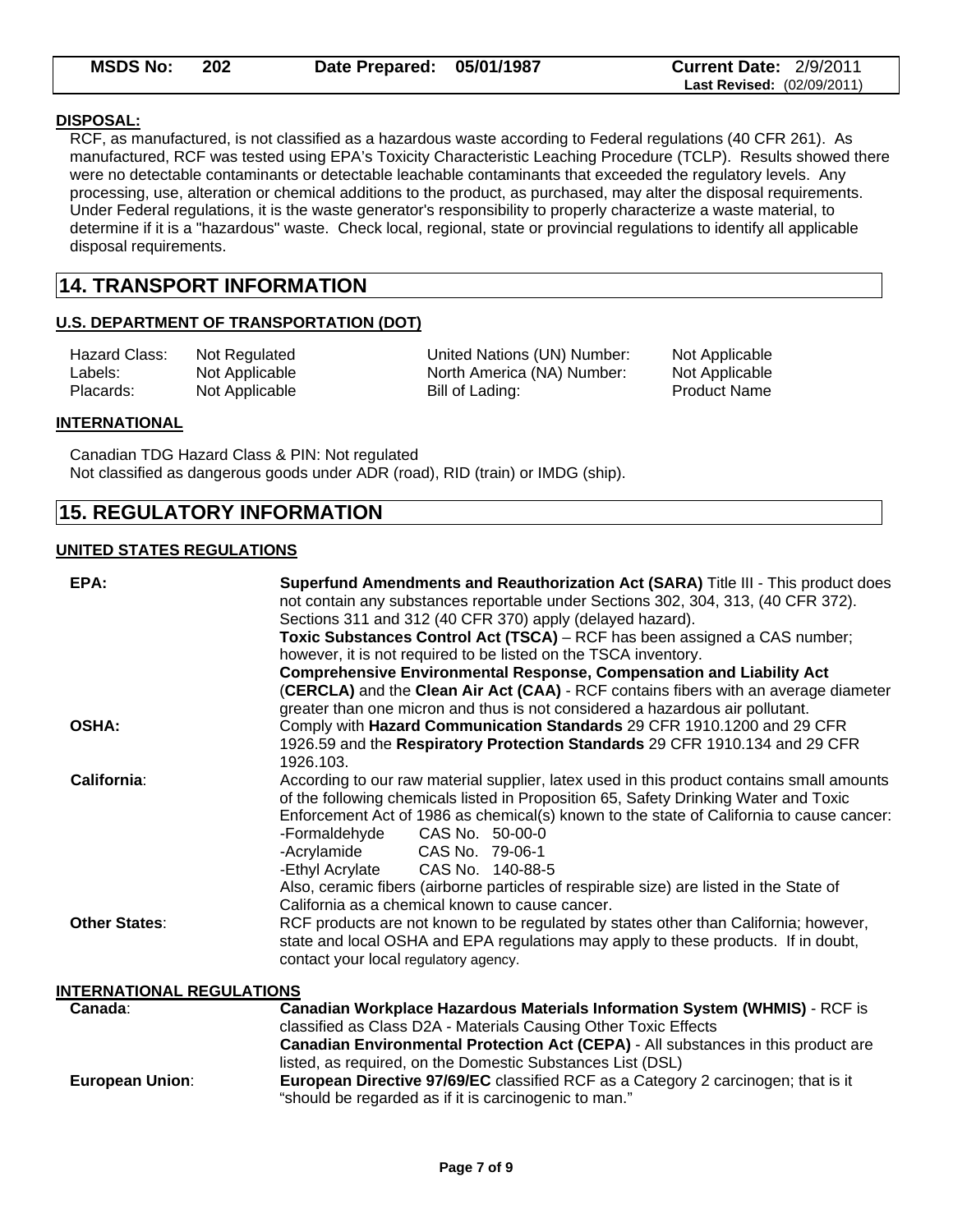**DISPOSAL:**

RCF, as manufactured, is not classified as a hazardous waste according to Federal regulations (40 CFR 261). As manufactured, RCF was tested using EPA's Toxicity Characteristic Leaching Procedure (TCLP). Results showed there were no detectable contaminants or detectable leachable contaminants that exceeded the regulatory levels. Any processing, use, alteration or chemical additions to the product, as purchased, may alter the disposal requirements. Under Federal regulations, it is the waste generator's responsibility to properly characterize a waste material, to determine if it is a "hazardous" waste. Check local, regional, state or provincial regulations to identify all applicable disposal requirements.

## 14. TRANSPORT INFORMATION

**U.S. DEPARTMENT OF TRANSPORTATION (DOT)**

| | | | |
|---|---|---|---|
| Hazard Class: | Not Regulated | United Nations (UN) Number: | Not Applicable |
| Labels: | Not Applicable | North America (NA) Number: | Not Applicable |
| Placards: | Not Applicable | Bill of Lading: | Product Name |

**INTERNATIONAL**

Canadian TDG Hazard Class & PIN: Not regulated
Not classified as dangerous goods under ADR (road), RID (train) or IMDG (ship).

## 15. REGULATORY INFORMATION

**UNITED STATES REGULATIONS**

**EPA:**
**Superfund Amendments and Reauthorization Act (SARA)** Title III - This product does not contain any substances reportable under Sections 302, 304, 313, (40 CFR 372). Sections 311 and 312 (40 CFR 370) apply (delayed hazard).
**Toxic Substances Control Act (TSCA)** – RCF has been assigned a CAS number; however, it is not required to be listed on the TSCA inventory.
**Comprehensive Environmental Response, Compensation and Liability Act** (**CERCLA)** and the **Clean Air Act (CAA)** - RCF contains fibers with an average diameter greater than one micron and thus is not considered a hazardous air pollutant.

**OSHA:**
Comply with **Hazard Communication Standards** 29 CFR 1910.1200 and 29 CFR 1926.59 and the **Respiratory Protection Standards** 29 CFR 1910.134 and 29 CFR 1926.103.

**California**:
According to our raw material supplier, latex used in this product contains small amounts of the following chemicals listed in Proposition 65, Safety Drinking Water and Toxic Enforcement Act of 1986 as chemical(s) known to the state of California to cause cancer:
-Formaldehyde CAS No. 50-00-0
-Acrylamide CAS No. 79-06-1
-Ethyl Acrylate CAS No. 140-88-5
Also, ceramic fibers (airborne particles of respirable size) are listed in the State of California as a chemical known to cause cancer.

**Other States**:
RCF products are not known to be regulated by states other than California; however, state and local OSHA and EPA regulations may apply to these products. If in doubt, contact your local regulatory agency.

**INTERNATIONAL REGULATIONS**

**Canada**:
**Canadian Workplace Hazardous Materials Information System (WHMIS)** - RCF is classified as Class D2A - Materials Causing Other Toxic Effects
**Canadian Environmental Protection Act (CEPA)** - All substances in this product are listed, as required, on the Domestic Substances List (DSL)

**European Union**:
**European Directive 97/69/EC** classified RCF as a Category 2 carcinogen; that is it "should be regarded as if it is carcinogenic to man."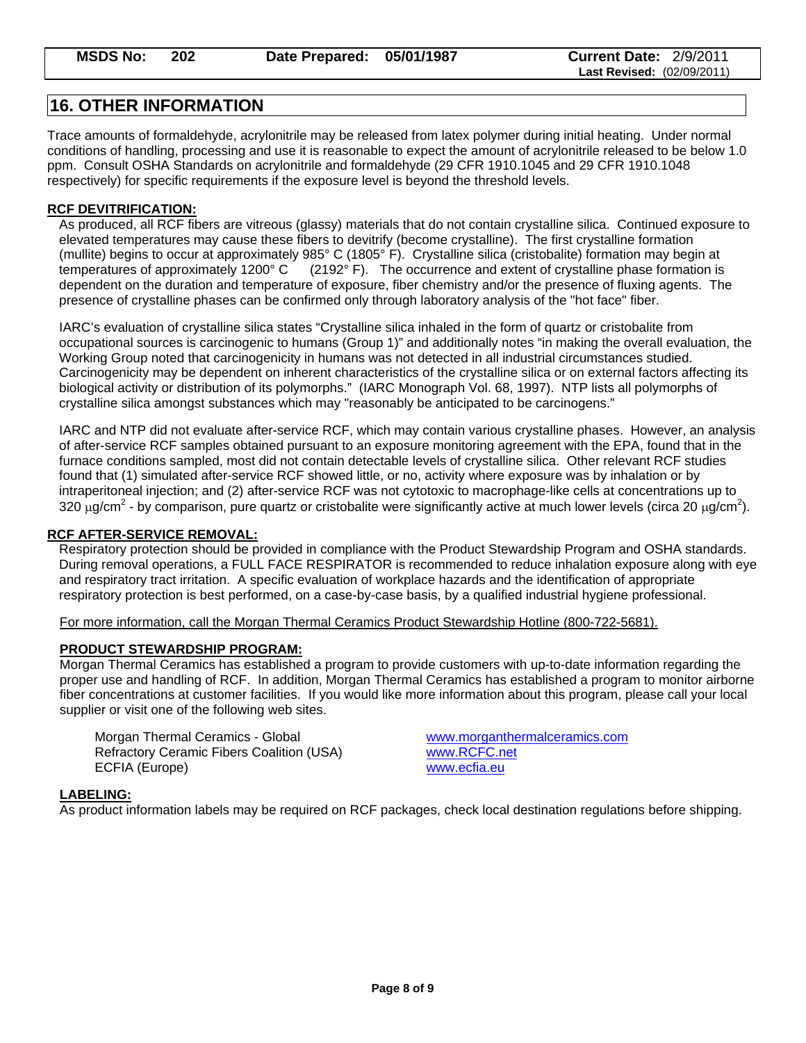## 16. OTHER INFORMATION

Trace amounts of formaldehyde, acrylonitrile may be released from latex polymer during initial heating. Under normal conditions of handling, processing and use it is reasonable to expect the amount of acrylonitrile released to be below 1.0 ppm. Consult OSHA Standards on acrylonitrile and formaldehyde (29 CFR 1910.1045 and 29 CFR 1910.1048 respectively) for specific requirements if the exposure level is beyond the threshold levels.

**RCF DEVITRIFICATION:**

As produced, all RCF fibers are vitreous (glassy) materials that do not contain crystalline silica. Continued exposure to elevated temperatures may cause these fibers to devitrify (become crystalline). The first crystalline formation (mullite) begins to occur at approximately 985° C (1805° F). Crystalline silica (cristobalite) formation may begin at temperatures of approximately 1200° C (2192° F). The occurrence and extent of crystalline phase formation is dependent on the duration and temperature of exposure, fiber chemistry and/or the presence of fluxing agents. The presence of crystalline phases can be confirmed only through laboratory analysis of the "hot face" fiber.

IARC's evaluation of crystalline silica states "Crystalline silica inhaled in the form of quartz or cristobalite from occupational sources is carcinogenic to humans (Group 1)" and additionally notes "in making the overall evaluation, the Working Group noted that carcinogenicity in humans was not detected in all industrial circumstances studied. Carcinogenicity may be dependent on inherent characteristics of the crystalline silica or on external factors affecting its biological activity or distribution of its polymorphs." (IARC Monograph Vol. 68, 1997). NTP lists all polymorphs of crystalline silica amongst substances which may "reasonably be anticipated to be carcinogens."

IARC and NTP did not evaluate after-service RCF, which may contain various crystalline phases. However, an analysis of after-service RCF samples obtained pursuant to an exposure monitoring agreement with the EPA, found that in the furnace conditions sampled, most did not contain detectable levels of crystalline silica. Other relevant RCF studies found that (1) simulated after-service RCF showed little, or no, activity where exposure was by inhalation or by intraperitoneal injection; and (2) after-service RCF was not cytotoxic to macrophage-like cells at concentrations up to 320 $\mu g/cm^2$ - by comparison, pure quartz or cristobalite were significantly active at much lower levels (circa 20 $\mu g/cm^2$).

**RCF AFTER-SERVICE REMOVAL:**

Respiratory protection should be provided in compliance with the Product Stewardship Program and OSHA standards. During removal operations, a FULL FACE RESPIRATOR is recommended to reduce inhalation exposure along with eye and respiratory tract irritation. A specific evaluation of workplace hazards and the identification of appropriate respiratory protection is best performed, on a case-by-case basis, by a qualified industrial hygiene professional.

For more information, call the Morgan Thermal Ceramics Product Stewardship Hotline (800-722-5681).

**PRODUCT STEWARDSHIP PROGRAM:**

Morgan Thermal Ceramics has established a program to provide customers with up-to-date information regarding the proper use and handling of RCF. In addition, Morgan Thermal Ceramics has established a program to monitor airborne fiber concentrations at customer facilities. If you would like more information about this program, please call your local supplier or visit one of the following web sites.

| | |
|---|---|
| Morgan Thermal Ceramics - Global | www.morganthermalceramics.com |
| Refractory Ceramic Fibers Coalition (USA) | www.RCFC.net |
| ECFIA (Europe) | www.ecfia.eu |

**LABELING:**

As product information labels may be required on RCF packages, check local destination regulations before shipping.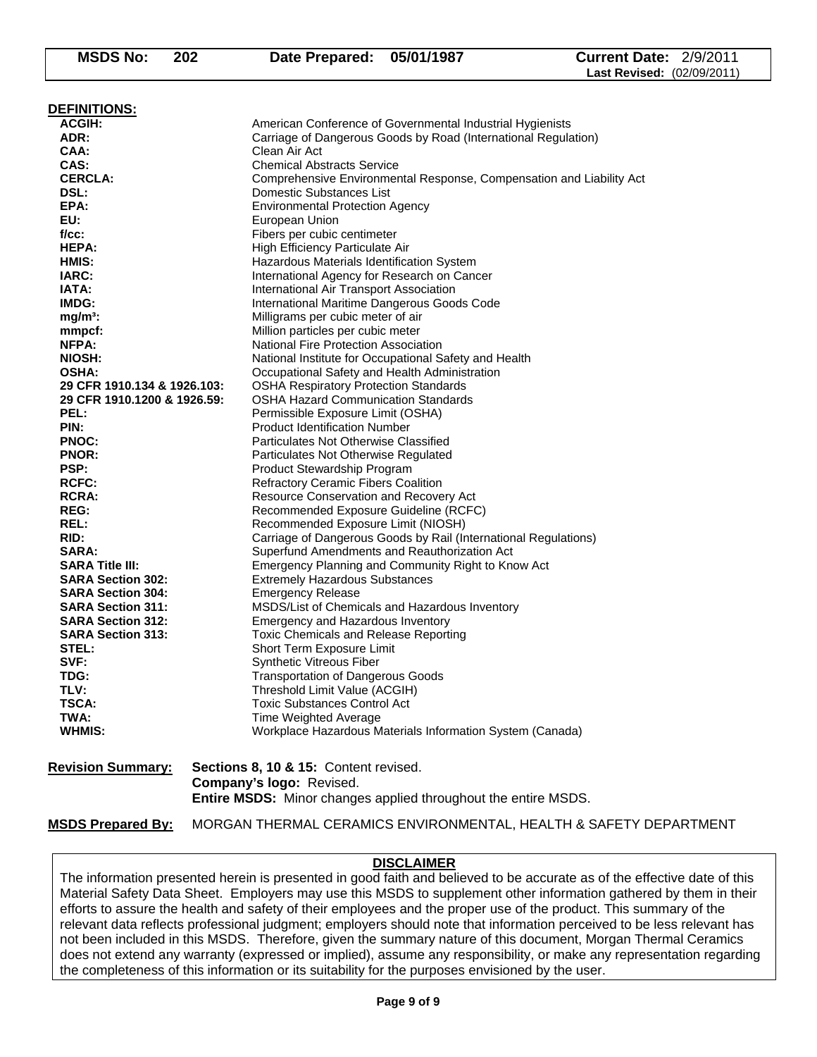| MSDS No: 202 | Date Prepared: 05/01/1987 | Current Date: 2/9/2011 Last Revised: (02/09/2011) |
|---|---|---|

**DEFINITIONS:**

| | |
|---|---|
| **ACGIH:** | American Conference of Governmental Industrial Hygienists |
| **ADR:** | Carriage of Dangerous Goods by Road (International Regulation) |
| **CAA:** | Clean Air Act |
| **CAS:** | Chemical Abstracts Service |
| **CERCLA:** | Comprehensive Environmental Response, Compensation and Liability Act |
| **DSL:** | Domestic Substances List |
| **EPA:** | Environmental Protection Agency |
| **EU:** | European Union |
| **f/cc:** | Fibers per cubic centimeter |
| **HEPA:** | High Efficiency Particulate Air |
| **HMIS:** | Hazardous Materials Identification System |
| **IARC:** | International Agency for Research on Cancer |
| **IATA:** | International Air Transport Association |
| **IMDG:** | International Maritime Dangerous Goods Code |
| **mg/m³:** | Milligrams per cubic meter of air |
| **mmpcf:** | Million particles per cubic meter |
| **NFPA:** | National Fire Protection Association |
| **NIOSH:** | National Institute for Occupational Safety and Health |
| **OSHA:** | Occupational Safety and Health Administration |
| **29 CFR 1910.134 & 1926.103:** | OSHA Respiratory Protection Standards |
| **29 CFR 1910.1200 & 1926.59:** | OSHA Hazard Communication Standards |
| **PEL:** | Permissible Exposure Limit (OSHA) |
| **PIN:** | Product Identification Number |
| **PNOC:** | Particulates Not Otherwise Classified |
| **PNOR:** | Particulates Not Otherwise Regulated |
| **PSP:** | Product Stewardship Program |
| **RCFC:** | Refractory Ceramic Fibers Coalition |
| **RCRA:** | Resource Conservation and Recovery Act |
| **REG:** | Recommended Exposure Guideline (RCFC) |
| **REL:** | Recommended Exposure Limit (NIOSH) |
| **RID:** | Carriage of Dangerous Goods by Rail (International Regulations) |
| **SARA:** | Superfund Amendments and Reauthorization Act |
| **SARA Title III:** | Emergency Planning and Community Right to Know Act |
| **SARA Section 302:** | Extremely Hazardous Substances |
| **SARA Section 304:** | Emergency Release |
| **SARA Section 311:** | MSDS/List of Chemicals and Hazardous Inventory |
| **SARA Section 312:** | Emergency and Hazardous Inventory |
| **SARA Section 313:** | Toxic Chemicals and Release Reporting |
| **STEL:** | Short Term Exposure Limit |
| **SVF:** | Synthetic Vitreous Fiber |
| **TDG:** | Transportation of Dangerous Goods |
| **TLV:** | Threshold Limit Value (ACGIH) |
| **TSCA:** | Toxic Substances Control Act |
| **TWA:** | Time Weighted Average |
| **WHMIS:** | Workplace Hazardous Materials Information System (Canada) |

**Revision Summary:** **Sections 8, 10 & 15:** Content revised.
**Company's logo:** Revised.
**Entire MSDS:** Minor changes applied throughout the entire MSDS.

**MSDS Prepared By:** MORGAN THERMAL CERAMICS ENVIRONMENTAL, HEALTH & SAFETY DEPARTMENT

**DISCLAIMER**

The information presented herein is presented in good faith and believed to be accurate as of the effective date of this Material Safety Data Sheet. Employers may use this MSDS to supplement other information gathered by them in their efforts to assure the health and safety of their employees and the proper use of the product. This summary of the relevant data reflects professional judgment; employers should note that information perceived to be less relevant has not been included in this MSDS. Therefore, given the summary nature of this document, Morgan Thermal Ceramics does not extend any warranty (expressed or implied), assume any responsibility, or make any representation regarding the completeness of this information or its suitability for the purposes envisioned by the user.